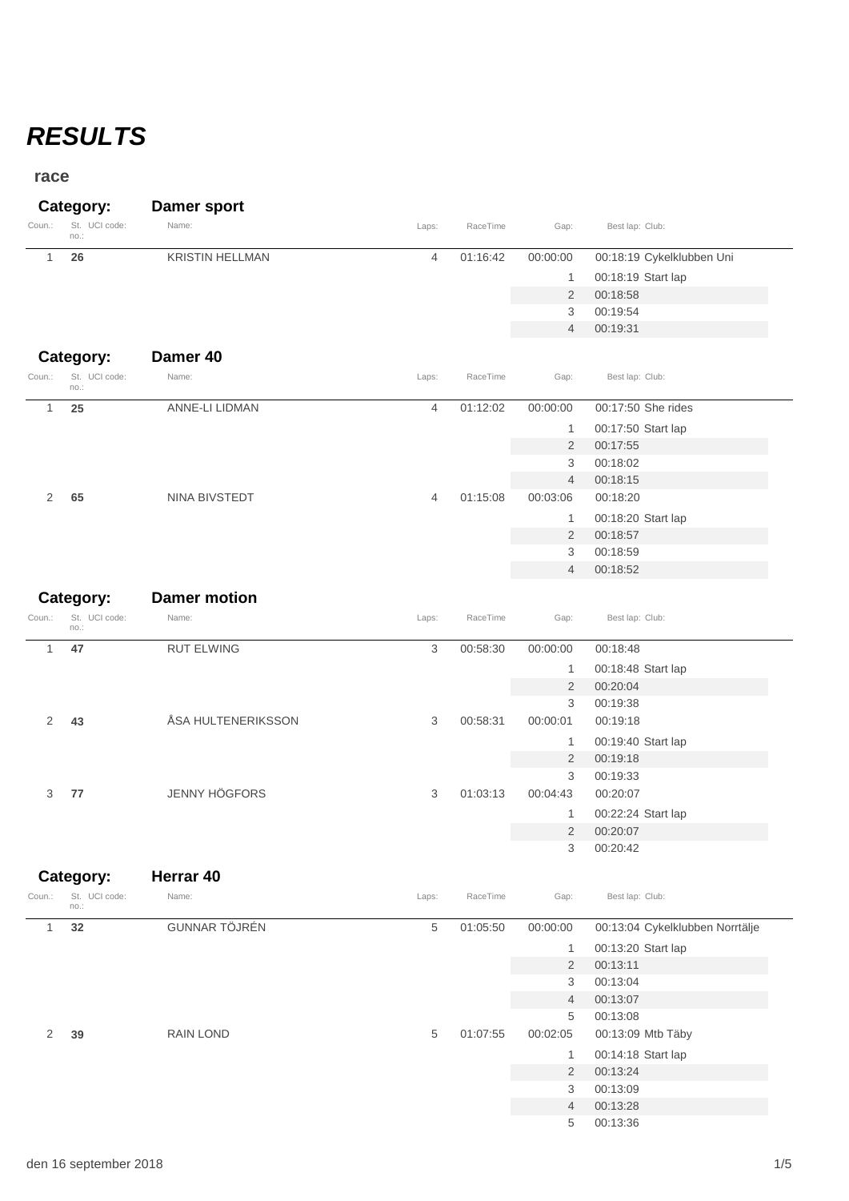# *RESULTS*

**race**

## Category: Damer sport

| Coun.: | St. no.: | UCI code: | Name: | Laps: | RaceTime | Gap: | Best lap: | Club: |
|---|---|---|---|---|---|---|---|---|
| 1 | **26** | | KRISTIN HELLMAN | 4 | 01:16:42 | 00:00:00 | 00:18:19 | Cykelklubben Uni |
| | | | | | | 1 | 00:18:19 | Start lap |
| | | | | | | 2 | 00:18:58 | |
| | | | | | | 3 | 00:19:54 | |
| | | | | | | 4 | 00:19:31 | |

## Category: Damer 40

| Coun.: | St. no.: | UCI code: | Name: | Laps: | RaceTime | Gap: | Best lap: | Club: |
|---|---|---|---|---|---|---|---|---|
| 1 | **25** | | ANNE-LI LIDMAN | 4 | 01:12:02 | 00:00:00 | 00:17:50 | She rides |
| | | | | | | 1 | 00:17:50 | Start lap |
| | | | | | | 2 | 00:17:55 | |
| | | | | | | 3 | 00:18:02 | |
| | | | | | | 4 | 00:18:15 | |
| 2 | **65** | | NINA BIVSTEDT | 4 | 01:15:08 | 00:03:06 | 00:18:20 | |
| | | | | | | 1 | 00:18:20 | Start lap |
| | | | | | | 2 | 00:18:57 | |
| | | | | | | 3 | 00:18:59 | |
| | | | | | | 4 | 00:18:52 | |

## Category: Damer motion

| Coun.: | St. no.: | UCI code: | Name: | Laps: | RaceTime | Gap: | Best lap: | Club: |
|---|---|---|---|---|---|---|---|---|
| 1 | **47** | | RUT ELWING | 3 | 00:58:30 | 00:00:00 | 00:18:48 | |
| | | | | | | 1 | 00:18:48 | Start lap |
| | | | | | | 2 | 00:20:04 | |
| | | | | | | 3 | 00:19:38 | |
| 2 | **43** | | ÅSA HULTENERIKSSON | 3 | 00:58:31 | 00:00:01 | 00:19:18 | |
| | | | | | | 1 | 00:19:40 | Start lap |
| | | | | | | 2 | 00:19:18 | |
| | | | | | | 3 | 00:19:33 | |
| 3 | **77** | | JENNY HÖGFORS | 3 | 01:03:13 | 00:04:43 | 00:20:07 | |
| | | | | | | 1 | 00:22:24 | Start lap |
| | | | | | | 2 | 00:20:07 | |
| | | | | | | 3 | 00:20:42 | |

## Category: Herrar 40

| Coun.: | St. no.: | UCI code: | Name: | Laps: | RaceTime | Gap: | Best lap: | Club: |
|---|---|---|---|---|---|---|---|---|
| 1 | **32** | | GUNNAR TÖJRÉN | 5 | 01:05:50 | 00:00:00 | 00:13:04 | Cykelklubben Norrtälje |
| | | | | | | 1 | 00:13:20 | Start lap |
| | | | | | | 2 | 00:13:11 | |
| | | | | | | 3 | 00:13:04 | |
| | | | | | | 4 | 00:13:07 | |
| | | | | | | 5 | 00:13:08 | |
| 2 | **39** | | RAIN LOND | 5 | 01:07:55 | 00:02:05 | 00:13:09 | Mtb Täby |
| | | | | | | 1 | 00:14:18 | Start lap |
| | | | | | | 2 | 00:13:24 | |
| | | | | | | 3 | 00:13:09 | |
| | | | | | | 4 | 00:13:28 | |
| | | | | | | 5 | 00:13:36 | |

den 16 september 2018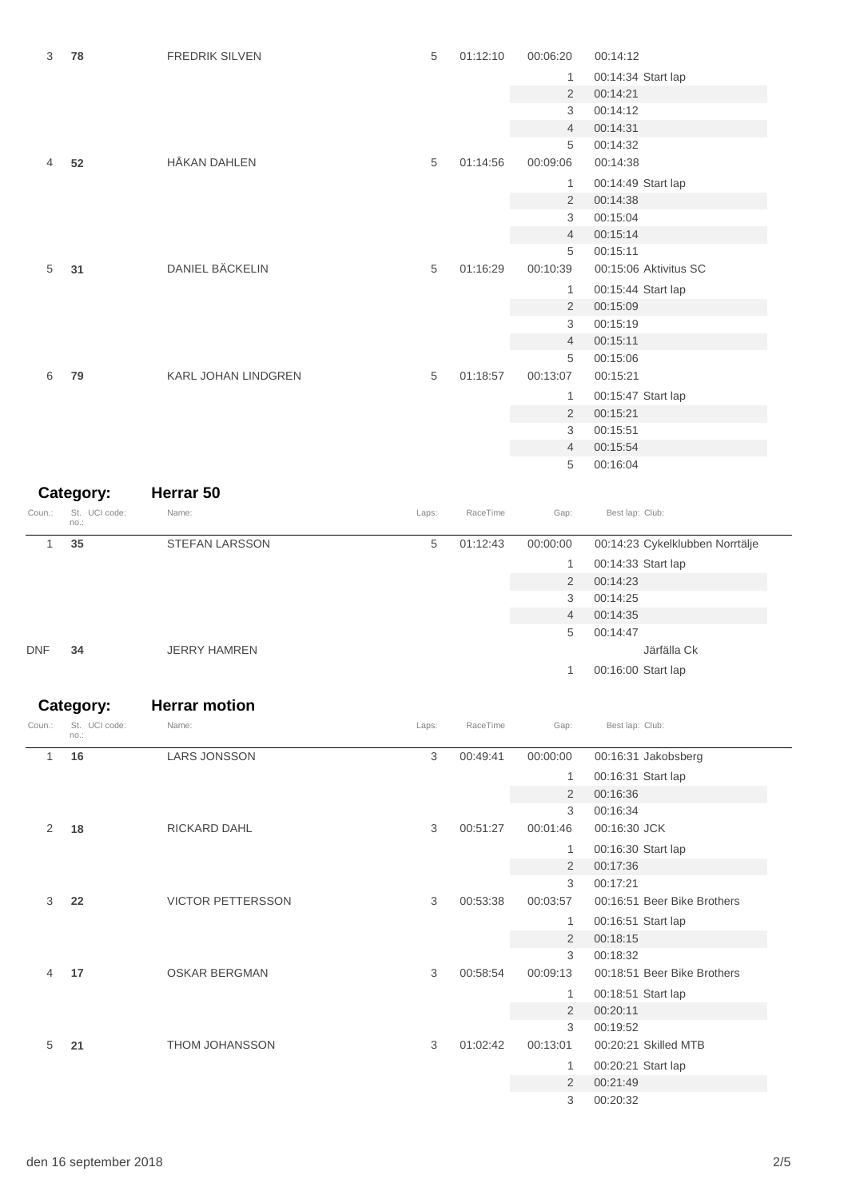| Coun.: | St. no.: | UCI code: | Name: | Laps: | RaceTime | Gap: | Best lap: | Club: |
|---|---|---|---|---|---|---|---|---|
| 3 | **78** | | FREDRIK SILVEN | 5 | 01:12:10 | 00:06:20 | 00:14:12 | |
| | | | | | | 1 | 00:14:34 | Start lap |
| | | | | | | 2 | 00:14:21 | |
| | | | | | | 3 | 00:14:12 | |
| | | | | | | 4 | 00:14:31 | |
| | | | | | | 5 | 00:14:32 | |
| 4 | **52** | | HÅKAN DAHLEN | 5 | 01:14:56 | 00:09:06 | 00:14:38 | |
| | | | | | | 1 | 00:14:49 | Start lap |
| | | | | | | 2 | 00:14:38 | |
| | | | | | | 3 | 00:15:04 | |
| | | | | | | 4 | 00:15:14 | |
| | | | | | | 5 | 00:15:11 | |
| 5 | **31** | | DANIEL BÄCKELIN | 5 | 01:16:29 | 00:10:39 | 00:15:06 | Aktivitus SC |
| | | | | | | 1 | 00:15:44 | Start lap |
| | | | | | | 2 | 00:15:09 | |
| | | | | | | 3 | 00:15:19 | |
| | | | | | | 4 | 00:15:11 | |
| | | | | | | 5 | 00:15:06 | |
| 6 | **79** | | KARL JOHAN LINDGREN | 5 | 01:18:57 | 00:13:07 | 00:15:21 | |
| | | | | | | 1 | 00:15:47 | Start lap |
| | | | | | | 2 | 00:15:21 | |
| | | | | | | 3 | 00:15:51 | |
| | | | | | | 4 | 00:15:54 | |
| | | | | | | 5 | 00:16:04 | |

## Category: Herrar 50

| Coun.: | St. no.: | UCI code: | Name: | Laps: | RaceTime | Gap: | Best lap: | Club: |
|---|---|---|---|---|---|---|---|---|
| 1 | **35** | | STEFAN LARSSON | 5 | 01:12:43 | 00:00:00 | 00:14:23 | Cykelklubben Norrtälje |
| | | | | | | 1 | 00:14:33 | Start lap |
| | | | | | | 2 | 00:14:23 | |
| | | | | | | 3 | 00:14:25 | |
| | | | | | | 4 | 00:14:35 | |
| | | | | | | 5 | 00:14:47 | |
| DNF | **34** | | JERRY HAMREN | | | | | Järfälla Ck |
| | | | | | | 1 | 00:16:00 | Start lap |

## Category: Herrar motion

| Coun.: | St. no.: | UCI code: | Name: | Laps: | RaceTime | Gap: | Best lap: | Club: |
|---|---|---|---|---|---|---|---|---|
| 1 | **16** | | LARS JONSSON | 3 | 00:49:41 | 00:00:00 | 00:16:31 | Jakobsberg |
| | | | | | | 1 | 00:16:31 | Start lap |
| | | | | | | 2 | 00:16:36 | |
| | | | | | | 3 | 00:16:34 | |
| 2 | **18** | | RICKARD DAHL | 3 | 00:51:27 | 00:01:46 | 00:16:30 | JCK |
| | | | | | | 1 | 00:16:30 | Start lap |
| | | | | | | 2 | 00:17:36 | |
| | | | | | | 3 | 00:17:21 | |
| 3 | **22** | | VICTOR PETTERSSON | 3 | 00:53:38 | 00:03:57 | 00:16:51 | Beer Bike Brothers |
| | | | | | | 1 | 00:16:51 | Start lap |
| | | | | | | 2 | 00:18:15 | |
| | | | | | | 3 | 00:18:32 | |
| 4 | **17** | | OSKAR BERGMAN | 3 | 00:58:54 | 00:09:13 | 00:18:51 | Beer Bike Brothers |
| | | | | | | 1 | 00:18:51 | Start lap |
| | | | | | | 2 | 00:20:11 | |
| | | | | | | 3 | 00:19:52 | |
| 5 | **21** | | THOM JOHANSSON | 3 | 01:02:42 | 00:13:01 | 00:20:21 | Skilled MTB |
| | | | | | | 1 | 00:20:21 | Start lap |
| | | | | | | 2 | 00:21:49 | |
| | | | | | | 3 | 00:20:32 | |

den 16 september 2018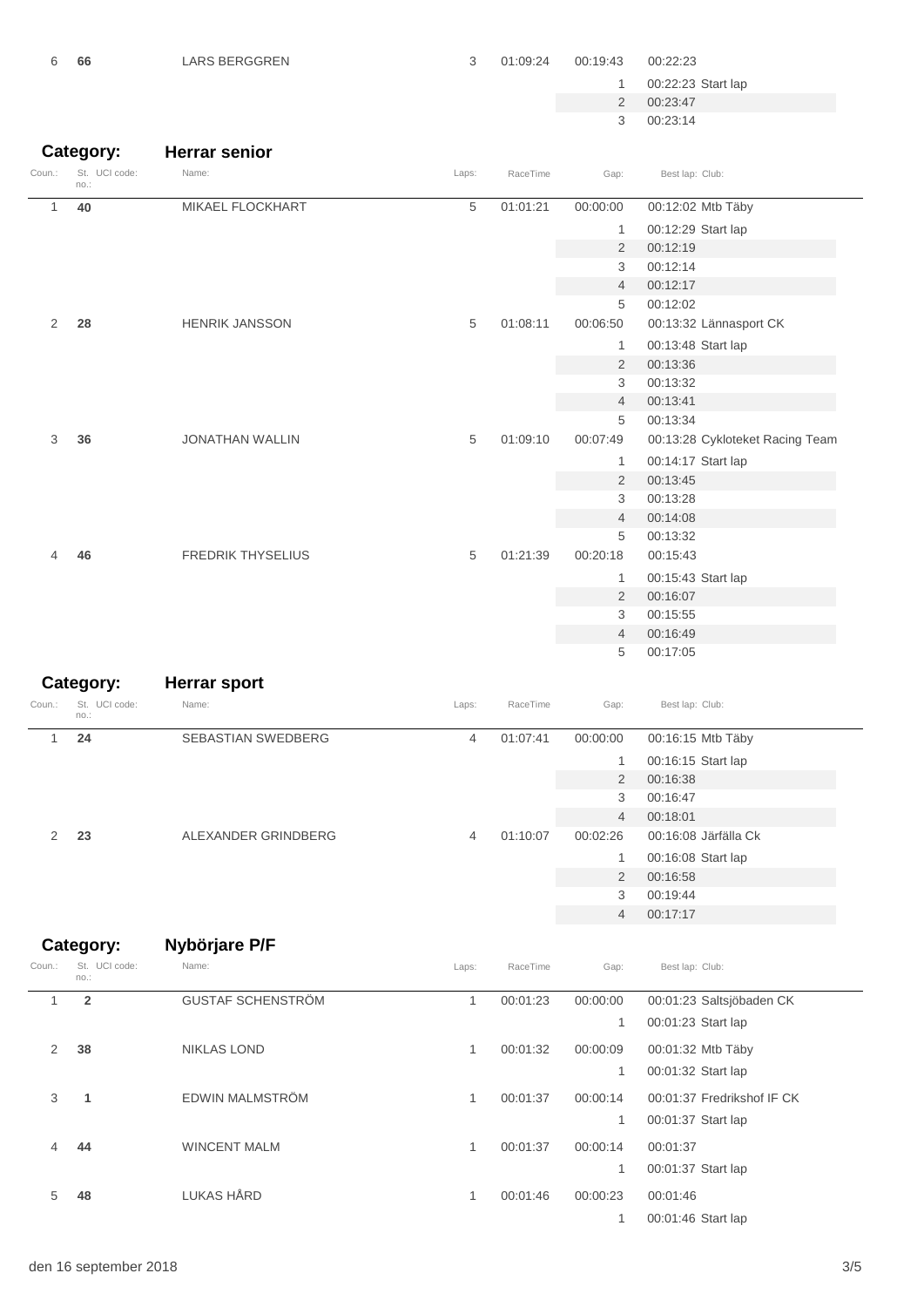| Coun.: | St. no.: | UCI code: | Name: | Laps: | RaceTime | Gap: | Best lap: | Club: |
|---|---|---|---|---|---|---|---|---|
| 6 | **66** | | LARS BERGGREN | 3 | 01:09:24 | 00:19:43 | 00:22:23 | |
| | | | | | | 1 | 00:22:23 | Start lap |
| | | | | | | 2 | 00:23:47 | |
| | | | | | | 3 | 00:23:14 | |

## Category: Herrar senior

| Coun.: | St. no.: | UCI code: | Name: | Laps: | RaceTime | Gap: | Best lap: | Club: |
|---|---|---|---|---|---|---|---|---|
| 1 | **40** | | MIKAEL FLOCKHART | 5 | 01:01:21 | 00:00:00 | 00:12:02 | Mtb Täby |
| | | | | | | 1 | 00:12:29 | Start lap |
| | | | | | | 2 | 00:12:19 | |
| | | | | | | 3 | 00:12:14 | |
| | | | | | | 4 | 00:12:17 | |
| | | | | | | 5 | 00:12:02 | |
| 2 | **28** | | HENRIK JANSSON | 5 | 01:08:11 | 00:06:50 | 00:13:32 | Lännasport CK |
| | | | | | | 1 | 00:13:48 | Start lap |
| | | | | | | 2 | 00:13:36 | |
| | | | | | | 3 | 00:13:32 | |
| | | | | | | 4 | 00:13:41 | |
| | | | | | | 5 | 00:13:34 | |
| 3 | **36** | | JONATHAN WALLIN | 5 | 01:09:10 | 00:07:49 | 00:13:28 | Cykloteket Racing Team |
| | | | | | | 1 | 00:14:17 | Start lap |
| | | | | | | 2 | 00:13:45 | |
| | | | | | | 3 | 00:13:28 | |
| | | | | | | 4 | 00:14:08 | |
| | | | | | | 5 | 00:13:32 | |
| 4 | **46** | | FREDRIK THYSELIUS | 5 | 01:21:39 | 00:20:18 | 00:15:43 | |
| | | | | | | 1 | 00:15:43 | Start lap |
| | | | | | | 2 | 00:16:07 | |
| | | | | | | 3 | 00:15:55 | |
| | | | | | | 4 | 00:16:49 | |
| | | | | | | 5 | 00:17:05 | |

## Category: Herrar sport

| Coun.: | St. no.: | UCI code: | Name: | Laps: | RaceTime | Gap: | Best lap: | Club: |
|---|---|---|---|---|---|---|---|---|
| 1 | **24** | | SEBASTIAN SWEDBERG | 4 | 01:07:41 | 00:00:00 | 00:16:15 | Mtb Täby |
| | | | | | | 1 | 00:16:15 | Start lap |
| | | | | | | 2 | 00:16:38 | |
| | | | | | | 3 | 00:16:47 | |
| | | | | | | 4 | 00:18:01 | |
| 2 | **23** | | ALEXANDER GRINDBERG | 4 | 01:10:07 | 00:02:26 | 00:16:08 | Järfälla Ck |
| | | | | | | 1 | 00:16:08 | Start lap |
| | | | | | | 2 | 00:16:58 | |
| | | | | | | 3 | 00:19:44 | |
| | | | | | | 4 | 00:17:17 | |

## Category: Nybörjare P/F

| Coun.: | St. no.: | UCI code: | Name: | Laps: | RaceTime | Gap: | Best lap: | Club: |
|---|---|---|---|---|---|---|---|---|
| 1 | **2** | | GUSTAF SCHENSTRÖM | 1 | 00:01:23 | 00:00:00 | 00:01:23 | Saltsjöbaden CK |
| | | | | | | 1 | 00:01:23 | Start lap |
| 2 | **38** | | NIKLAS LOND | 1 | 00:01:32 | 00:00:09 | 00:01:32 | Mtb Täby |
| | | | | | | 1 | 00:01:32 | Start lap |
| 3 | **1** | | EDWIN MALMSTRÖM | 1 | 00:01:37 | 00:00:14 | 00:01:37 | Fredrikshof IF CK |
| | | | | | | 1 | 00:01:37 | Start lap |
| 4 | **44** | | WINCENT MALM | 1 | 00:01:37 | 00:00:14 | 00:01:37 | |
| | | | | | | 1 | 00:01:37 | Start lap |
| 5 | **48** | | LUKAS HÅRD | 1 | 00:01:46 | 00:00:23 | 00:01:46 | |
| | | | | | | 1 | 00:01:46 | Start lap |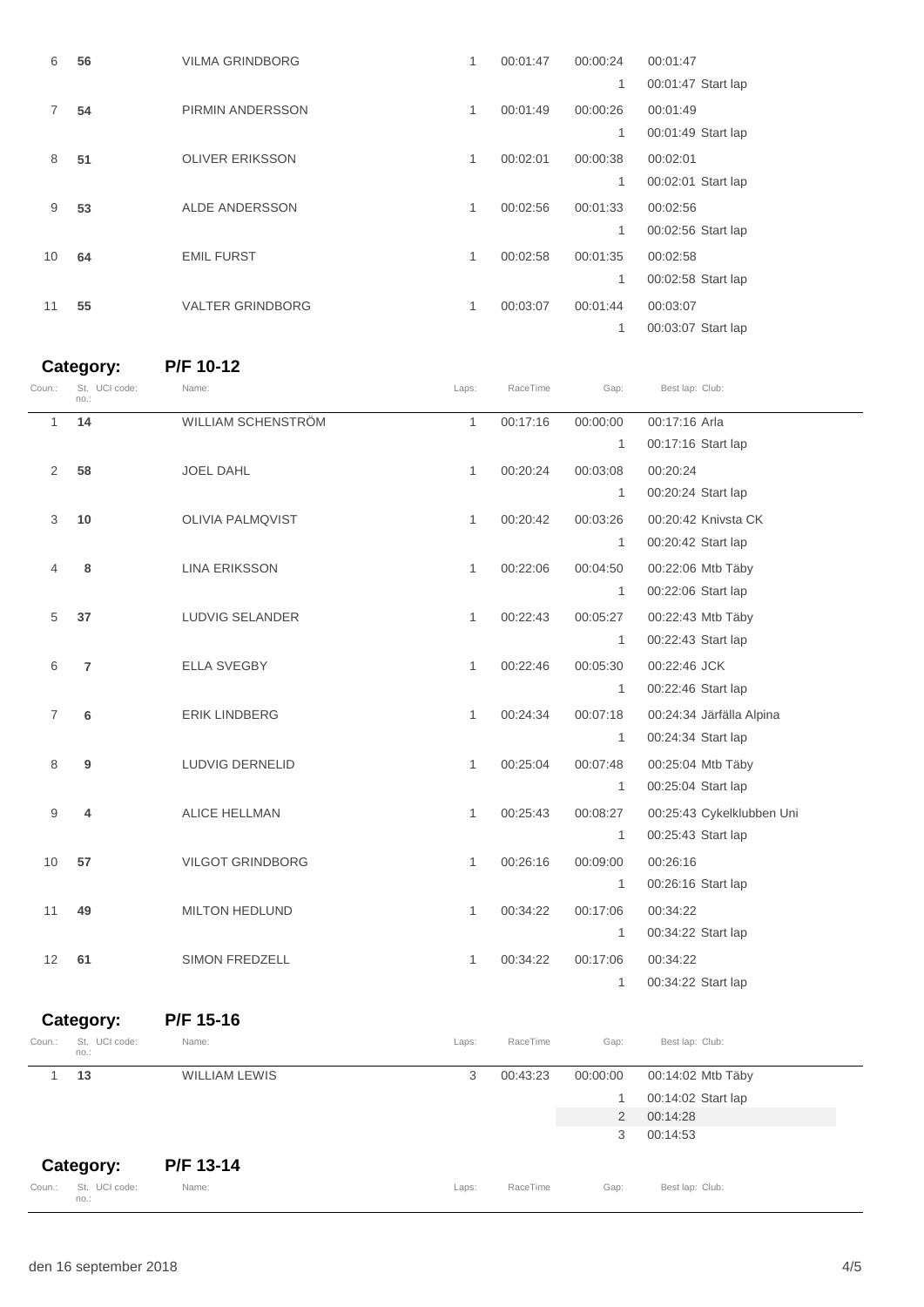| Coun.: | St. no.: | UCI code: | Name: | Laps: | RaceTime | Gap: | Best lap: | Club: |
|---|---|---|---|---|---|---|---|---|
| 6 | **56** | | VILMA GRINDBORG | 1 | 00:01:47 | 00:00:24 | 00:01:47 | |
| | | | | | | 1 | 00:01:47 Start lap | |
| 7 | **54** | | PIRMIN ANDERSSON | 1 | 00:01:49 | 00:00:26 | 00:01:49 | |
| | | | | | | 1 | 00:01:49 Start lap | |
| 8 | **51** | | OLIVER ERIKSSON | 1 | 00:02:01 | 00:00:38 | 00:02:01 | |
| | | | | | | 1 | 00:02:01 Start lap | |
| 9 | **53** | | ALDE ANDERSSON | 1 | 00:02:56 | 00:01:33 | 00:02:56 | |
| | | | | | | 1 | 00:02:56 Start lap | |
| 10 | **64** | | EMIL FURST | 1 | 00:02:58 | 00:01:35 | 00:02:58 | |
| | | | | | | 1 | 00:02:58 Start lap | |
| 11 | **55** | | VALTER GRINDBORG | 1 | 00:03:07 | 00:01:44 | 00:03:07 | |
| | | | | | | 1 | 00:03:07 Start lap | |

## Category: P/F 10-12

| Coun.: | St. no.: | UCI code: | Name: | Laps: | RaceTime | Gap: | Best lap: | Club: |
|---|---|---|---|---|---|---|---|---|
| 1 | **14** | | WILLIAM SCHENSTRÖM | 1 | 00:17:16 | 00:00:00 | 00:17:16 | Arla |
| | | | | | | 1 | 00:17:16 Start lap | |
| 2 | **58** | | JOEL DAHL | 1 | 00:20:24 | 00:03:08 | 00:20:24 | |
| | | | | | | 1 | 00:20:24 Start lap | |
| 3 | **10** | | OLIVIA PALMQVIST | 1 | 00:20:42 | 00:03:26 | 00:20:42 | Knivsta CK |
| | | | | | | 1 | 00:20:42 Start lap | |
| 4 | **8** | | LINA ERIKSSON | 1 | 00:22:06 | 00:04:50 | 00:22:06 | Mtb Täby |
| | | | | | | 1 | 00:22:06 Start lap | |
| 5 | **37** | | LUDVIG SELANDER | 1 | 00:22:43 | 00:05:27 | 00:22:43 | Mtb Täby |
| | | | | | | 1 | 00:22:43 Start lap | |
| 6 | **7** | | ELLA SVEGBY | 1 | 00:22:46 | 00:05:30 | 00:22:46 | JCK |
| | | | | | | 1 | 00:22:46 Start lap | |
| 7 | **6** | | ERIK LINDBERG | 1 | 00:24:34 | 00:07:18 | 00:24:34 | Järfälla Alpina |
| | | | | | | 1 | 00:24:34 Start lap | |
| 8 | **9** | | LUDVIG DERNELID | 1 | 00:25:04 | 00:07:48 | 00:25:04 | Mtb Täby |
| | | | | | | 1 | 00:25:04 Start lap | |
| 9 | **4** | | ALICE HELLMAN | 1 | 00:25:43 | 00:08:27 | 00:25:43 | Cykelklubben Uni |
| | | | | | | 1 | 00:25:43 Start lap | |
| 10 | **57** | | VILGOT GRINDBORG | 1 | 00:26:16 | 00:09:00 | 00:26:16 | |
| | | | | | | 1 | 00:26:16 Start lap | |
| 11 | **49** | | MILTON HEDLUND | 1 | 00:34:22 | 00:17:06 | 00:34:22 | |
| | | | | | | 1 | 00:34:22 Start lap | |
| 12 | **61** | | SIMON FREDZELL | 1 | 00:34:22 | 00:17:06 | 00:34:22 | |
| | | | | | | 1 | 00:34:22 Start lap | |

## Category: P/F 15-16

| Coun.: | St. no.: | UCI code: | Name: | Laps: | RaceTime | Gap: | Best lap: | Club: |
|---|---|---|---|---|---|---|---|---|
| 1 | **13** | | WILLIAM LEWIS | 3 | 00:43:23 | 00:00:00 | 00:14:02 | Mtb Täby |
| | | | | | | 1 | 00:14:02 Start lap | |
| | | | | | | 2 | 00:14:28 | |
| | | | | | | 3 | 00:14:53 | |

## Category: P/F 13-14

| Coun.: | St. no.: | UCI code: | Name: | Laps: | RaceTime | Gap: | Best lap: | Club: |
|---|---|---|---|---|---|---|---|---|

den 16 september 2018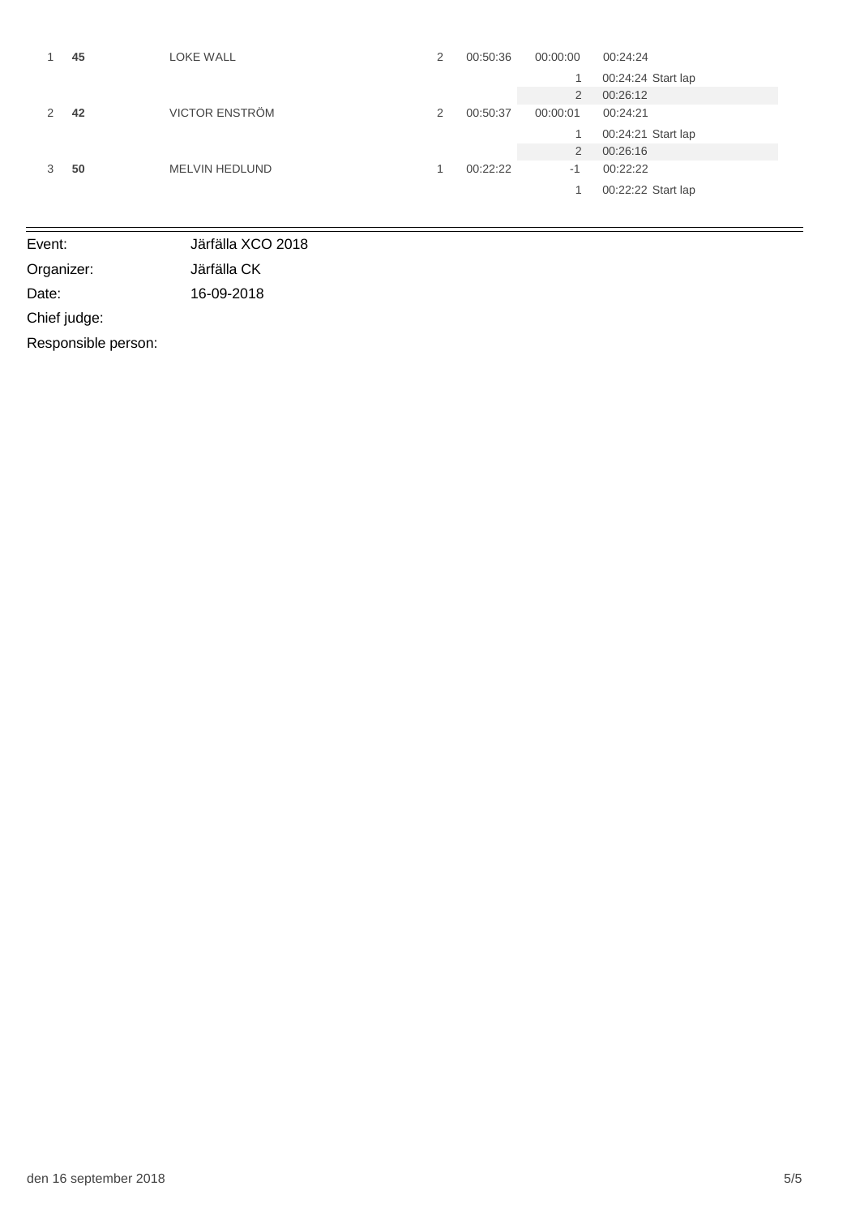| | | | | | | | |
|---|---|---|---|---|---|---|---|
| 1 | **45** | LOKE WALL | 2 | 00:50:36 | 00:00:00 | 00:24:24 | |
| | | | | | 1 | 00:24:24 | Start lap |
| | | | | | 2 | 00:26:12 | |
| 2 | **42** | VICTOR ENSTRÖM | 2 | 00:50:37 | 00:00:01 | 00:24:21 | |
| | | | | | 1 | 00:24:21 | Start lap |
| | | | | | 2 | 00:26:16 | |
| 3 | **50** | MELVIN HEDLUND | 1 | 00:22:22 | -1 | 00:22:22 | |
| | | | | | 1 | 00:22:22 | Start lap |

| | |
|---|---|
| Event: | Järfälla XCO 2018 |
| Organizer: | Järfälla CK |
| Date: | 16-09-2018 |
| Chief judge: | |
| Responsible person: | |

den 16 september 2018